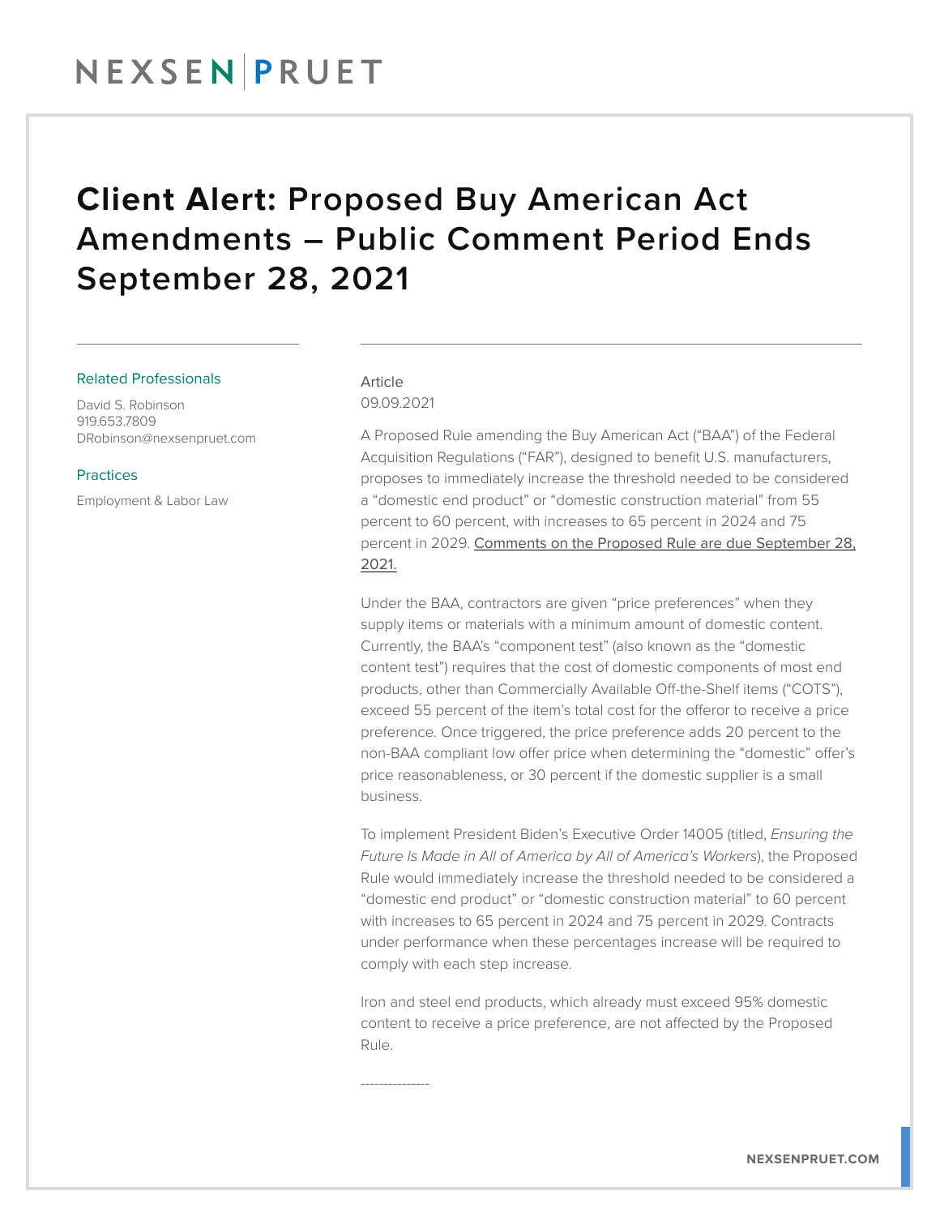# Client Alert: Proposed Buy American Act Amendments – Public Comment Period Ends September 28, 2021

**Related Professionals**

David S. Robinson
919.653.7809
DRobinson@nexsenpruet.com

**Practices**

Employment & Labor Law

Article
09.09.2021

A Proposed Rule amending the Buy American Act ("BAA") of the Federal Acquisition Regulations ("FAR"), designed to benefit U.S. manufacturers, proposes to immediately increase the threshold needed to be considered a "domestic end product" or "domestic construction material" from 55 percent to 60 percent, with increases to 65 percent in 2024 and 75 percent in 2029. Comments on the Proposed Rule are due September 28, 2021.

Under the BAA, contractors are given "price preferences" when they supply items or materials with a minimum amount of domestic content. Currently, the BAA's "component test" (also known as the "domestic content test") requires that the cost of domestic components of most end products, other than Commercially Available Off-the-Shelf items ("COTS"), exceed 55 percent of the item's total cost for the offeror to receive a price preference. Once triggered, the price preference adds 20 percent to the non-BAA compliant low offer price when determining the "domestic" offer's price reasonableness, or 30 percent if the domestic supplier is a small business.

To implement President Biden's Executive Order 14005 (titled, *Ensuring the Future Is Made in All of America by All of America's Workers*), the Proposed Rule would immediately increase the threshold needed to be considered a "domestic end product" or "domestic construction material" to 60 percent with increases to 65 percent in 2024 and 75 percent in 2029. Contracts under performance when these percentages increase will be required to comply with each step increase.

Iron and steel end products, which already must exceed 95% domestic content to receive a price preference, are not affected by the Proposed Rule.

---------------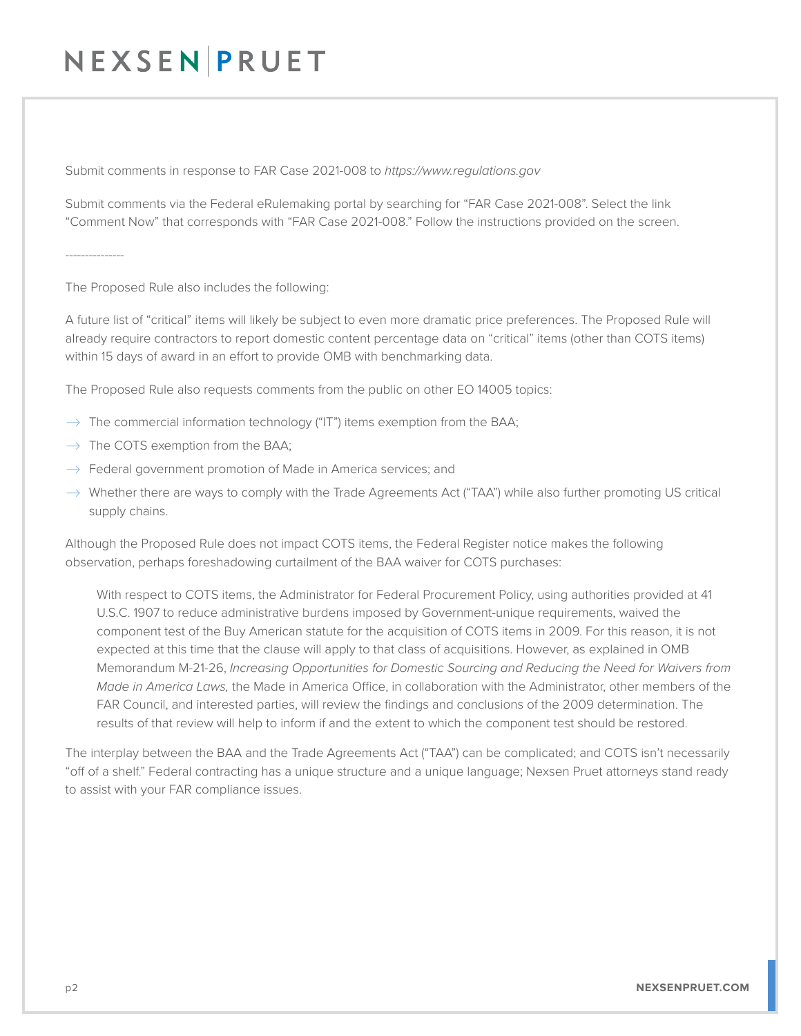Submit comments in response to FAR Case 2021-008 to *https://www.regulations.gov*

Submit comments via the Federal eRulemaking portal by searching for "FAR Case 2021-008". Select the link "Comment Now" that corresponds with "FAR Case 2021-008." Follow the instructions provided on the screen.

---------------

The Proposed Rule also includes the following:

A future list of "critical" items will likely be subject to even more dramatic price preferences. The Proposed Rule will already require contractors to report domestic content percentage data on "critical" items (other than COTS items) within 15 days of award in an effort to provide OMB with benchmarking data.

The Proposed Rule also requests comments from the public on other EO 14005 topics:

- The commercial information technology ("IT") items exemption from the BAA;
- The COTS exemption from the BAA;
- Federal government promotion of Made in America services; and
- Whether there are ways to comply with the Trade Agreements Act ("TAA") while also further promoting US critical supply chains.

Although the Proposed Rule does not impact COTS items, the Federal Register notice makes the following observation, perhaps foreshadowing curtailment of the BAA waiver for COTS purchases:

> With respect to COTS items, the Administrator for Federal Procurement Policy, using authorities provided at 41 U.S.C. 1907 to reduce administrative burdens imposed by Government-unique requirements, waived the component test of the Buy American statute for the acquisition of COTS items in 2009. For this reason, it is not expected at this time that the clause will apply to that class of acquisitions. However, as explained in OMB Memorandum M-21-26, *Increasing Opportunities for Domestic Sourcing and Reducing the Need for Waivers from Made in America Laws,* the Made in America Office, in collaboration with the Administrator, other members of the FAR Council, and interested parties, will review the findings and conclusions of the 2009 determination. The results of that review will help to inform if and the extent to which the component test should be restored.

The interplay between the BAA and the Trade Agreements Act ("TAA") can be complicated; and COTS isn't necessarily "off of a shelf." Federal contracting has a unique structure and a unique language; Nexsen Pruet attorneys stand ready to assist with your FAR compliance issues.